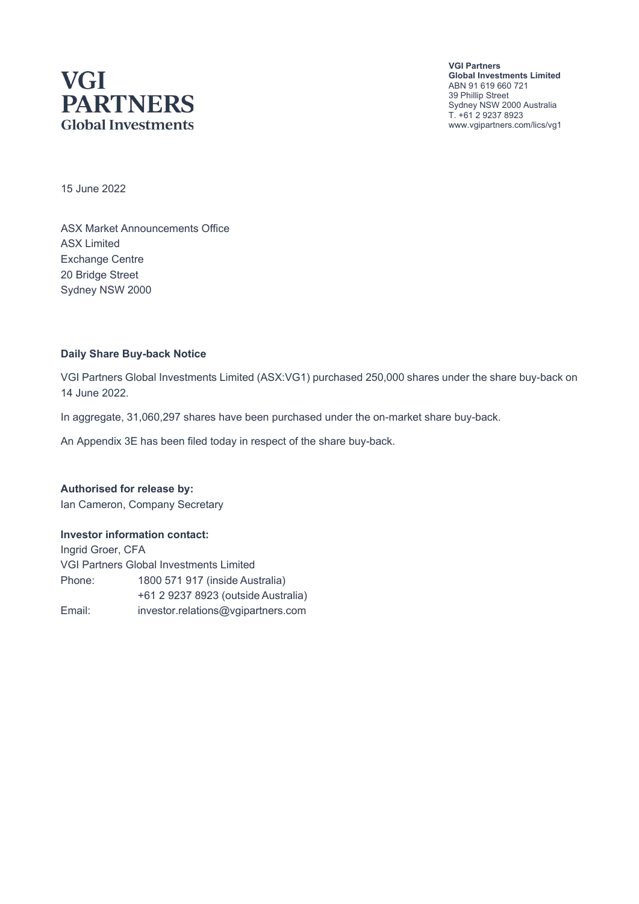**VGI PARTNERS**
**Global Investments**

**VGI Partners**
**Global Investments Limited**
ABN 91 619 660 721
39 Phillip Street
Sydney NSW 2000 Australia
T. +61 2 9237 8923
www.vgipartners.com/lics/vg1

15 June 2022

ASX Market Announcements Office
ASX Limited
Exchange Centre
20 Bridge Street
Sydney NSW 2000

**Daily Share Buy-back Notice**

VGI Partners Global Investments Limited (ASX:VG1) purchased 250,000 shares under the share buy-back on 14 June 2022.

In aggregate, 31,060,297 shares have been purchased under the on-market share buy-back.

An Appendix 3E has been filed today in respect of the share buy-back.

**Authorised for release by:**
Ian Cameron, Company Secretary

**Investor information contact:**
Ingrid Groer, CFA
VGI Partners Global Investments Limited

| | |
|---|---|
| Phone: | 1800 571 917 (inside Australia) |
| | +61 2 9237 8923 (outside Australia) |
| Email: | investor.relations@vgipartners.com |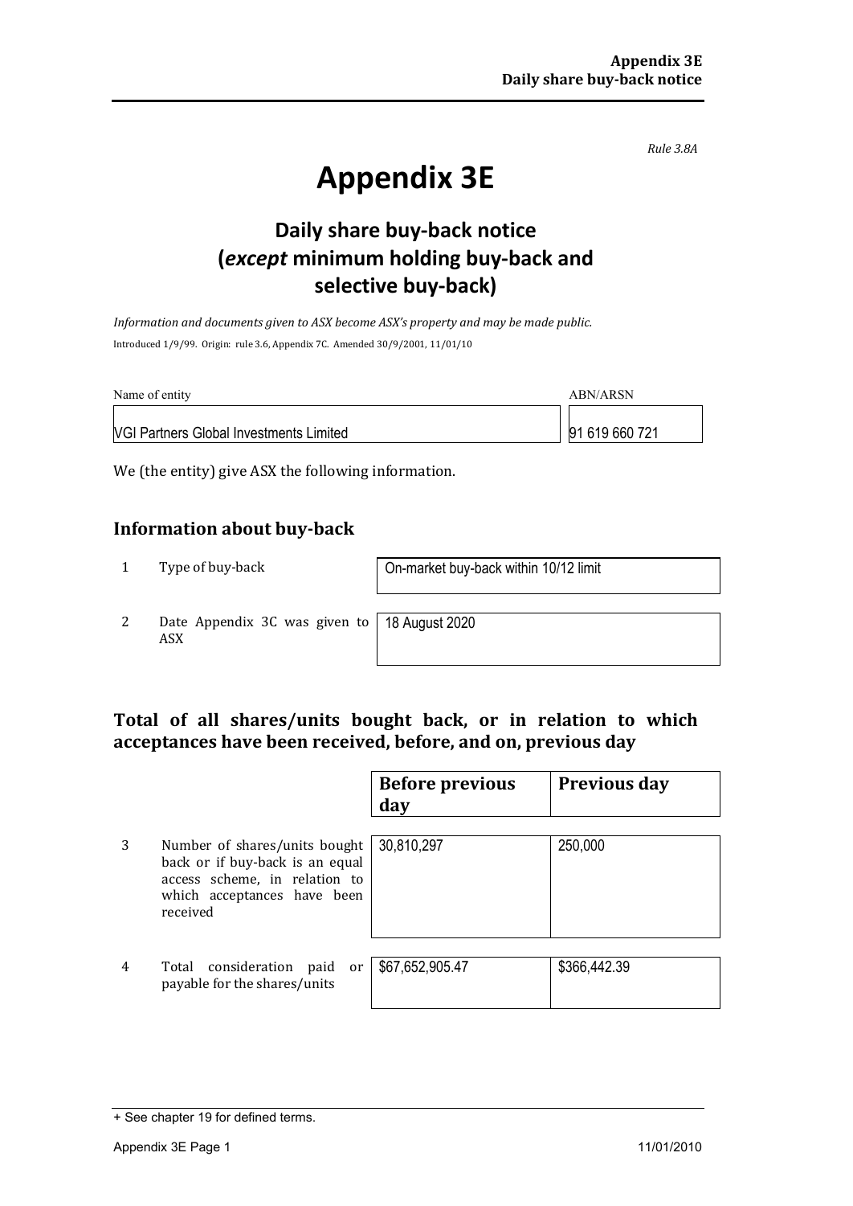*Rule 3.8A*

# Appendix 3E

## Daily share buy-back notice (*except* minimum holding buy-back and selective buy-back)

*Information and documents given to ASX become ASX's property and may be made public.*

Introduced 1/9/99. Origin: rule 3.6, Appendix 7C. Amended 30/9/2001, 11/01/10

| Name of entity | ABN/ARSN |
|---|---|
| VGI Partners Global Investments Limited | 91 619 660 721 |

We (the entity) give ASX the following information.

## Information about buy-back

| | | |
|---|---|---|
| 1 | Type of buy-back | On-market buy-back within 10/12 limit |
| 2 | Date Appendix 3C was given to ASX | 18 August 2020 |

## Total of all shares/units bought back, or in relation to which acceptances have been received, before, and on, previous day

| | | Before previous day | Previous day |
|---|---|---|---|
| 3 | Number of shares/units bought back or if buy-back is an equal access scheme, in relation to which acceptances have been received | 30,810,297 | 250,000 |
| 4 | Total consideration paid or payable for the shares/units | $67,652,905.47 | $366,442.39 |

+ See chapter 19 for defined terms.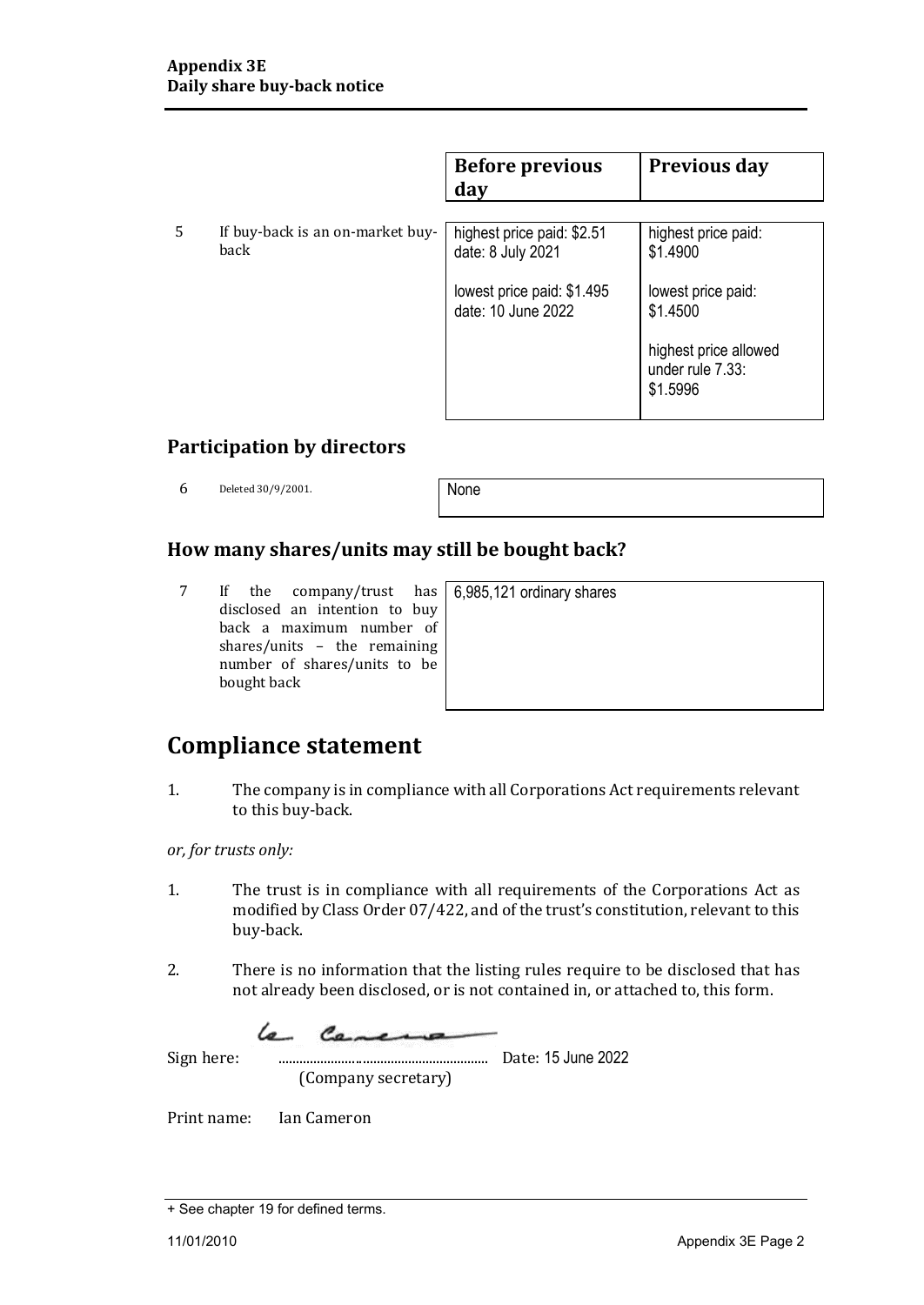**Appendix 3E**
**Daily share buy-back notice**

| | | Before previous day | Previous day |
|---|---|---|---|
| 5 | If buy-back is an on-market buy-back | highest price paid: $2.51<br>date: 8 July 2021<br><br>lowest price paid: $1.495<br>date: 10 June 2022 | highest price paid: $1.4900<br><br>lowest price paid: $1.4500<br><br>highest price allowed under rule 7.33: $1.5996 |

## Participation by directors

| | | |
|---|---|---|
| 6 | Deleted 30/9/2001. | None |

## How many shares/units may still be bought back?

| | | |
|---|---|---|
| 7 | If the company/trust has disclosed an intention to buy back a maximum number of shares/units – the remaining number of shares/units to be bought back | 6,985,121 ordinary shares |

# Compliance statement

1. The company is in compliance with all Corporations Act requirements relevant to this buy-back.

*or, for trusts only:*

1. The trust is in compliance with all requirements of the Corporations Act as modified by Class Order 07/422, and of the trust's constitution, relevant to this buy-back.

2. There is no information that the listing rules require to be disclosed that has not already been disclosed, or is not contained in, or attached to, this form.

Sign here: ............................................................ Date: 15 June 2022
(Company secretary)

Print name: Ian Cameron

+ See chapter 19 for defined terms.